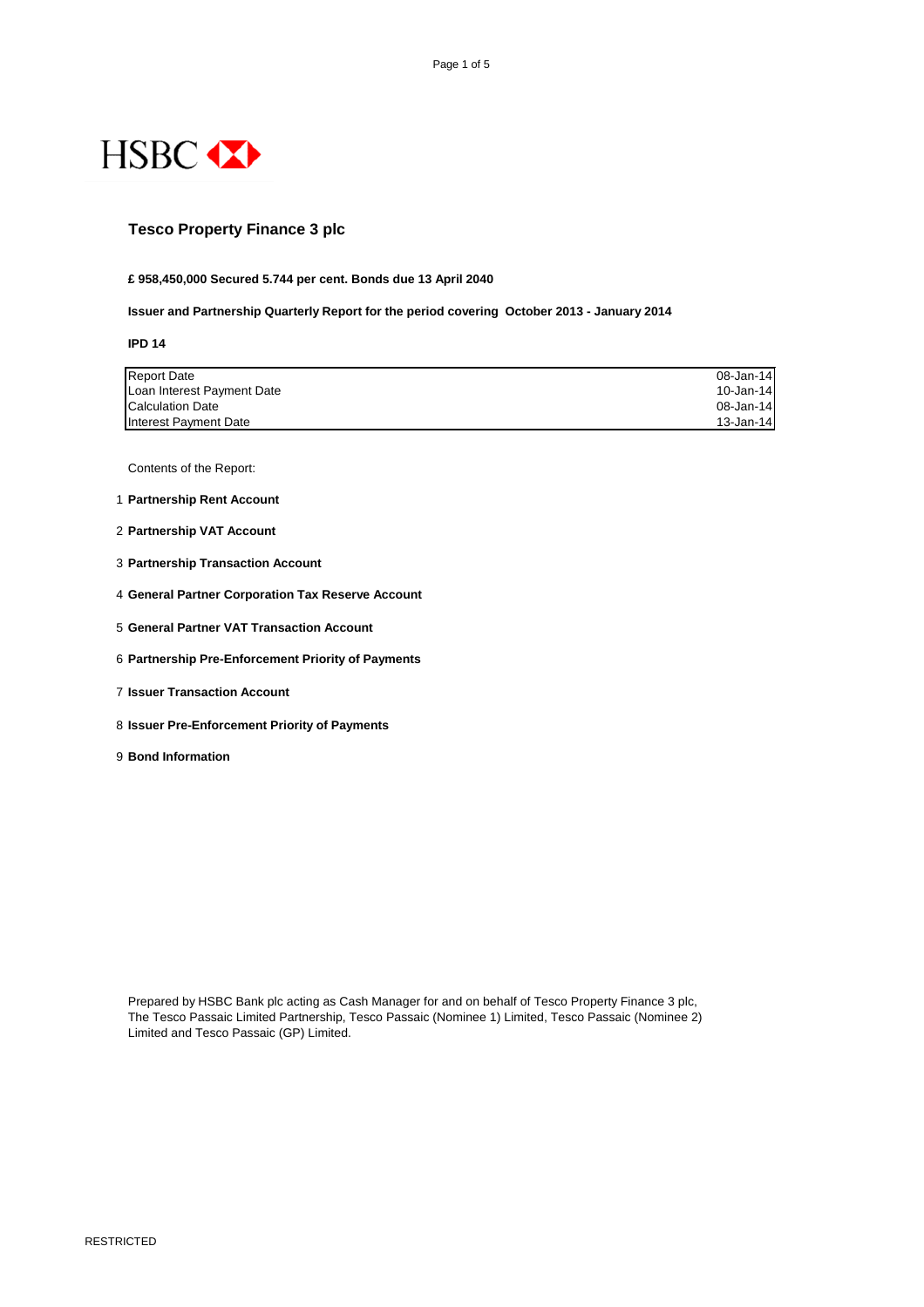HSBC

# Tesco Property Finance 3 plc

**£ 958,450,000 Secured 5.744 per cent. Bonds due 13 April 2040**

**Issuer and Partnership Quarterly Report for the period covering October 2013 - January 2014**

**IPD 14**

| | |
|---|---|
| Report Date | 08-Jan-14 |
| Loan Interest Payment Date | 10-Jan-14 |
| Calculation Date | 08-Jan-14 |
| Interest Payment Date | 13-Jan-14 |

Contents of the Report:

1. **Partnership Rent Account**
2. **Partnership VAT Account**
3. **Partnership Transaction Account**
4. **General Partner Corporation Tax Reserve Account**
5. **General Partner VAT Transaction Account**
6. **Partnership Pre-Enforcement Priority of Payments**
7. **Issuer Transaction Account**
8. **Issuer Pre-Enforcement Priority of Payments**
9. **Bond Information**

Prepared by HSBC Bank plc acting as Cash Manager for and on behalf of Tesco Property Finance 3 plc, The Tesco Passaic Limited Partnership, Tesco Passaic (Nominee 1) Limited, Tesco Passaic (Nominee 2) Limited and Tesco Passaic (GP) Limited.

RESTRICTED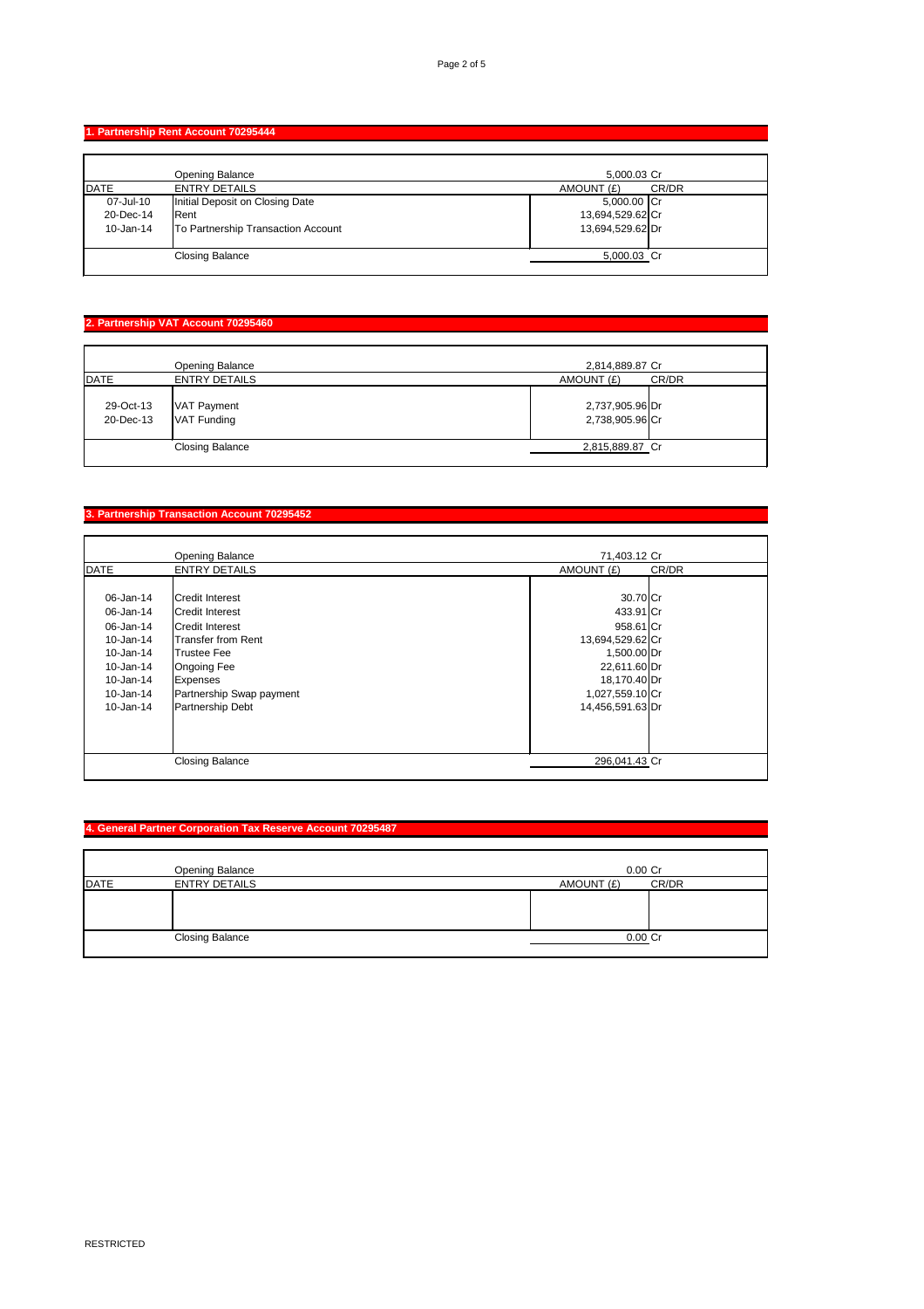## 1. Partnership Rent Account 70295444

| DATE | ENTRY DETAILS | AMOUNT (£) | CR/DR |
|---|---|---|---|
| | Opening Balance | 5,000.03 | Cr |
| 07-Jul-10 | Initial Deposit on Closing Date | 5,000.00 | Cr |
| 20-Dec-14 | Rent | 13,694,529.62 | Cr |
| 10-Jan-14 | To Partnership Transaction Account | 13,694,529.62 | Dr |
| | Closing Balance | 5,000.03 | Cr |

## 2. Partnership VAT Account 70295460

| DATE | ENTRY DETAILS | AMOUNT (£) | CR/DR |
|---|---|---|---|
| | Opening Balance | 2,814,889.87 | Cr |
| 29-Oct-13 | VAT Payment | 2,737,905.96 | Dr |
| 20-Dec-13 | VAT Funding | 2,738,905.96 | Cr |
| | Closing Balance | 2,815,889.87 | Cr |

## 3. Partnership Transaction Account 70295452

| DATE | ENTRY DETAILS | AMOUNT (£) | CR/DR |
|---|---|---|---|
| | Opening Balance | 71,403.12 | Cr |
| 06-Jan-14 | Credit Interest | 30.70 | Cr |
| 06-Jan-14 | Credit Interest | 433.91 | Cr |
| 06-Jan-14 | Credit Interest | 958.61 | Cr |
| 10-Jan-14 | Transfer from Rent | 13,694,529.62 | Cr |
| 10-Jan-14 | Trustee Fee | 1,500.00 | Dr |
| 10-Jan-14 | Ongoing Fee | 22,611.60 | Dr |
| 10-Jan-14 | Expenses | 18,170.40 | Dr |
| 10-Jan-14 | Partnership Swap payment | 1,027,559.10 | Cr |
| 10-Jan-14 | Partnership Debt | 14,456,591.63 | Dr |
| | Closing Balance | 296,041.43 | Cr |

## 4. General Partner Corporation Tax Reserve Account 70295487

| DATE | ENTRY DETAILS | AMOUNT (£) | CR/DR |
|---|---|---|---|
| | Opening Balance | 0.00 | Cr |
| | | | |
| | Closing Balance | 0.00 | Cr |

RESTRICTED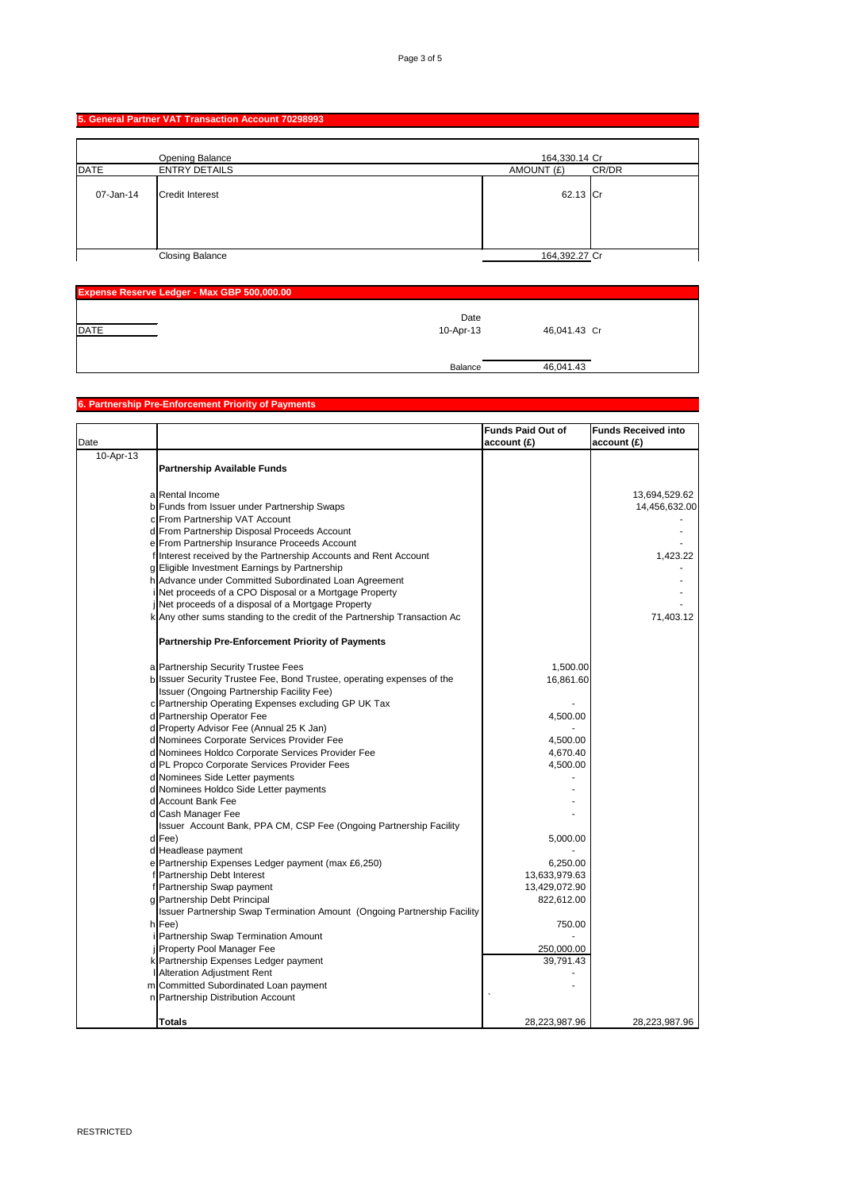## 5. General Partner VAT Transaction Account 70298993

| DATE | ENTRY DETAILS | AMOUNT (£) | CR/DR |
|---|---|---|---|
| | Opening Balance | 164,330.14 | Cr |
| 07-Jan-14 | Credit Interest | 62.13 | Cr |
| | Closing Balance | 164,392.27 | Cr |

## Expense Reserve Ledger - Max GBP 500,000.00

| DATE | Date | | |
|---|---|---|---|
| | 10-Apr-13 | 46,041.43 | Cr |
| | Balance | 46,041.43 | |

## 6. Partnership Pre-Enforcement Priority of Payments

| Date | | | Funds Paid Out of account (£) | Funds Received into account (£) |
|---|---|---|---|---|
| 10-Apr-13 | | **Partnership Available Funds** | | |
| | a | Rental Income | | 13,694,529.62 |
| | b | Funds from Issuer under Partnership Swaps | | 14,456,632.00 |
| | c | From Partnership VAT Account | | - |
| | d | From Partnership Disposal Proceeds Account | | - |
| | e | From Partnership Insurance Proceeds Account | | - |
| | f | Interest received by the Partnership Accounts and Rent Account | | 1,423.22 |
| | g | Eligible Investment Earnings by Partnership | | - |
| | h | Advance under Committed Subordinated Loan Agreement | | - |
| | i | Net proceeds of a CPO Disposal or a Mortgage Property | | - |
| | j | Net proceeds of a disposal of a Mortgage Property | | - |
| | k | Any other sums standing to the credit of the Partnership Transaction Ac | | 71,403.12 |
| | | **Partnership Pre-Enforcement Priority of Payments** | | |
| | a | Partnership Security Trustee Fees | 1,500.00 | |
| | b | Issuer Security Trustee Fee, Bond Trustee, operating expenses of the Issuer (Ongoing Partnership Facility Fee) | 16,861.60 | |
| | c | Partnership Operating Expenses excluding GP UK Tax | - | |
| | d | Partnership Operator Fee | 4,500.00 | |
| | d | Property Advisor Fee (Annual 25 K Jan) | - | |
| | d | Nominees Corporate Services Provider Fee | 4,500.00 | |
| | d | Nominees Holdco Corporate Services Provider Fee | 4,670.40 | |
| | d | PL Propco Corporate Services Provider Fees | 4,500.00 | |
| | d | Nominees Side Letter payments | - | |
| | d | Nominees Holdco Side Letter payments | - | |
| | d | Account Bank Fee | - | |
| | d | Cash Manager Fee | - | |
| | d | Issuer Account Bank, PPA CM, CSP Fee (Ongoing Partnership Facility Fee) | 5,000.00 | |
| | d | Headlease payment | - | |
| | e | Partnership Expenses Ledger payment (max £6,250) | 6,250.00 | |
| | f | Partnership Debt Interest | 13,633,979.63 | |
| | f | Partnership Swap payment | 13,429,072.90 | |
| | g | Partnership Debt Principal | 822,612.00 | |
| | h | Issuer Partnership Swap Termination Amount (Ongoing Partnership Facility Fee) | 750.00 | |
| | i | Partnership Swap Termination Amount | - | |
| | j | Property Pool Manager Fee | 250,000.00 | |
| | k | Partnership Expenses Ledger payment | 39,791.43 | |
| | l | Alteration Adjustment Rent | - | |
| | m | Committed Subordinated Loan payment | - | |
| | n | Partnership Distribution Account | ` | |
| | | **Totals** | 28,223,987.96 | 28,223,987.96 |

RESTRICTED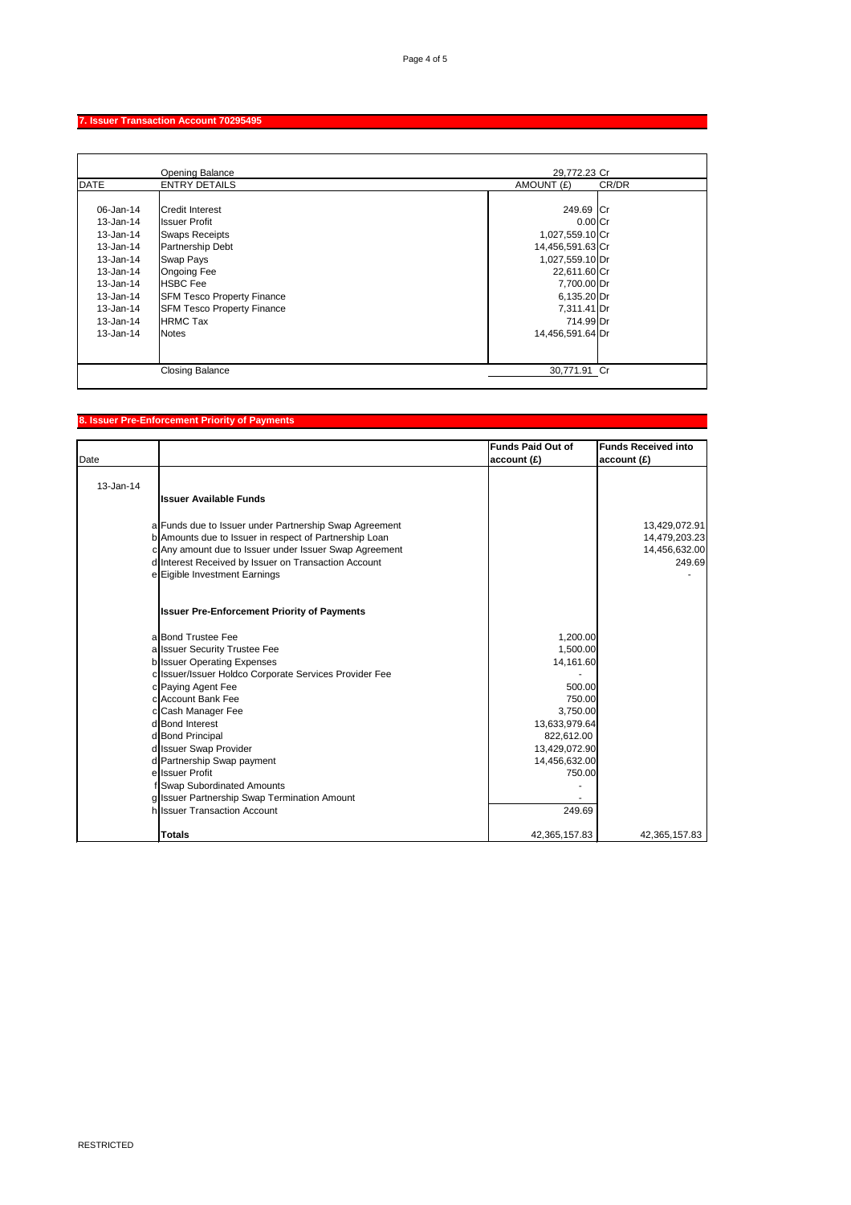## 7. Issuer Transaction Account 70295495

| DATE | ENTRY DETAILS | AMOUNT (£) | CR/DR |
|---|---|---|---|
| | Opening Balance | 29,772.23 | Cr |
| 06-Jan-14 | Credit Interest | 249.69 | Cr |
| 13-Jan-14 | Issuer Profit | 0.00 | Cr |
| 13-Jan-14 | Swaps Receipts | 1,027,559.10 | Cr |
| 13-Jan-14 | Partnership Debt | 14,456,591.63 | Cr |
| 13-Jan-14 | Swap Pays | 1,027,559.10 | Dr |
| 13-Jan-14 | Ongoing Fee | 22,611.60 | Cr |
| 13-Jan-14 | HSBC Fee | 7,700.00 | Dr |
| 13-Jan-14 | SFM Tesco Property Finance | 6,135.20 | Dr |
| 13-Jan-14 | SFM Tesco Property Finance | 7,311.41 | Dr |
| 13-Jan-14 | HRMC Tax | 714.99 | Dr |
| 13-Jan-14 | Notes | 14,456,591.64 | Dr |
| | Closing Balance | 30,771.91 | Cr |

## 8. Issuer Pre-Enforcement Priority of Payments

| Date | | | Funds Paid Out of account (£) | Funds Received into account (£) |
|---|---|---|---|---|
| 13-Jan-14 | | **Issuer Available Funds** | | |
| | a | Funds due to Issuer under Partnership Swap Agreement | | 13,429,072.91 |
| | b | Amounts due to Issuer in respect of Partnership Loan | | 14,479,203.23 |
| | c | Any amount due to Issuer under Issuer Swap Agreement | | 14,456,632.00 |
| | d | Interest Received by Issuer on Transaction Account | | 249.69 |
| | e | Eigible Investment Earnings | | - |
| | | **Issuer Pre-Enforcement Priority of Payments** | | |
| | a | Bond Trustee Fee | 1,200.00 | |
| | a | Issuer Security Trustee Fee | 1,500.00 | |
| | b | Issuer Operating Expenses | 14,161.60 | |
| | c | Issuer/Issuer Holdco Corporate Services Provider Fee | - | |
| | c | Paying Agent Fee | 500.00 | |
| | c | Account Bank Fee | 750.00 | |
| | c | Cash Manager Fee | 3,750.00 | |
| | d | Bond Interest | 13,633,979.64 | |
| | d | Bond Principal | 822,612.00 | |
| | d | Issuer Swap Provider | 13,429,072.90 | |
| | d | Partnership Swap payment | 14,456,632.00 | |
| | e | Issuer Profit | 750.00 | |
| | f | Swap Subordinated Amounts | - | |
| | g | Issuer Partnership Swap Termination Amount | - | |
| | h | Issuer Transaction Account | 249.69 | |
| | | **Totals** | 42,365,157.83 | 42,365,157.83 |

RESTRICTED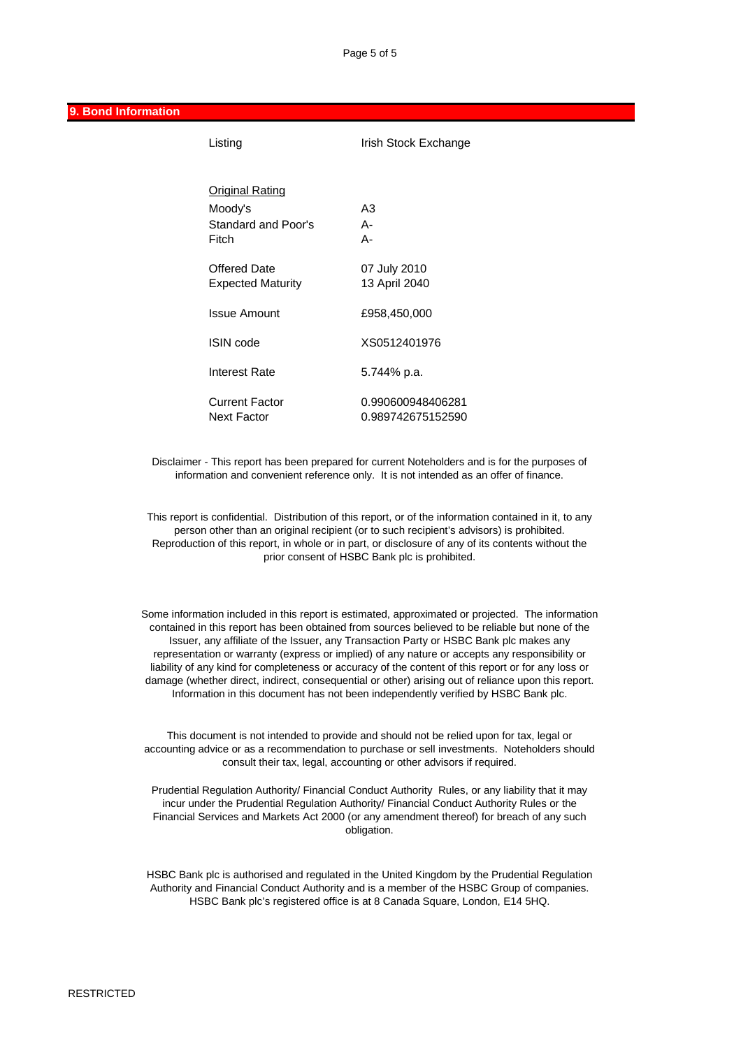## 9. Bond Information

| | |
|---|---|
| Listing | Irish Stock Exchange |
| | |
| <u>Original Rating</u> | |
| Moody's | A3 |
| Standard and Poor's | A- |
| Fitch | A- |
| | |
| Offered Date | 07 July 2010 |
| Expected Maturity | 13 April 2040 |
| | |
| Issue Amount | £958,450,000 |
| | |
| ISIN code | XS0512401976 |
| | |
| Interest Rate | 5.744% p.a. |
| | |
| Current Factor | 0.990600948406281 |
| Next Factor | 0.989742675152590 |

Disclaimer - This report has been prepared for current Noteholders and is for the purposes of information and convenient reference only. It is not intended as an offer of finance.

This report is confidential. Distribution of this report, or of the information contained in it, to any person other than an original recipient (or to such recipient's advisors) is prohibited. Reproduction of this report, in whole or in part, or disclosure of any of its contents without the prior consent of HSBC Bank plc is prohibited.

Some information included in this report is estimated, approximated or projected. The information contained in this report has been obtained from sources believed to be reliable but none of the Issuer, any affiliate of the Issuer, any Transaction Party or HSBC Bank plc makes any representation or warranty (express or implied) of any nature or accepts any responsibility or liability of any kind for completeness or accuracy of the content of this report or for any loss or damage (whether direct, indirect, consequential or other) arising out of reliance upon this report. Information in this document has not been independently verified by HSBC Bank plc.

This document is not intended to provide and should not be relied upon for tax, legal or accounting advice or as a recommendation to purchase or sell investments. Noteholders should consult their tax, legal, accounting or other advisors if required.

Prudential Regulation Authority/ Financial Conduct Authority Rules, or any liability that it may incur under the Prudential Regulation Authority/ Financial Conduct Authority Rules or the Financial Services and Markets Act 2000 (or any amendment thereof) for breach of any such obligation.

HSBC Bank plc is authorised and regulated in the United Kingdom by the Prudential Regulation Authority and Financial Conduct Authority and is a member of the HSBC Group of companies. HSBC Bank plc's registered office is at 8 Canada Square, London, E14 5HQ.

RESTRICTED